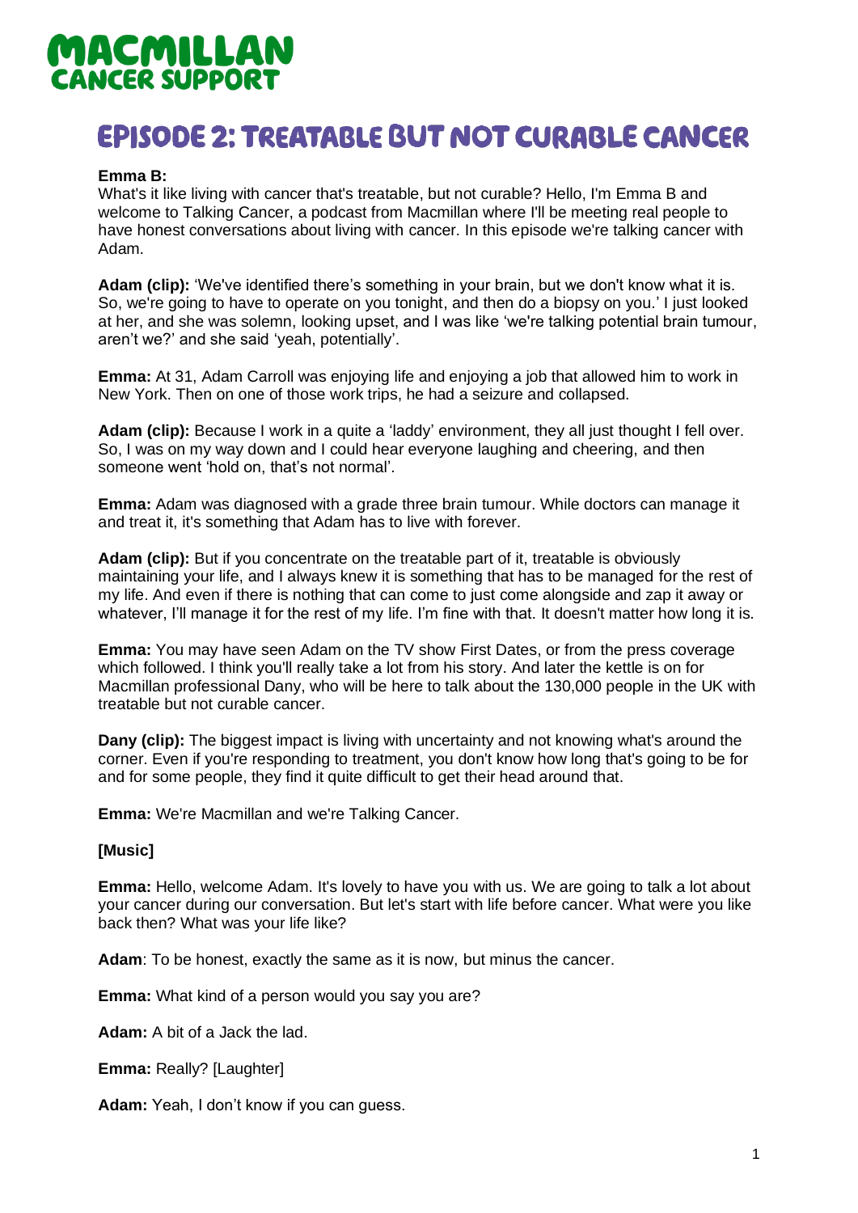MACMILLAN
CANCER SUPPORT

# EPISODE 2: TREATABLE BUT NOT CURABLE CANCER

**Emma B:**
What's it like living with cancer that's treatable, but not curable? Hello, I'm Emma B and welcome to Talking Cancer, a podcast from Macmillan where I'll be meeting real people to have honest conversations about living with cancer. In this episode we're talking cancer with Adam.

**Adam (clip):** 'We've identified there's something in your brain, but we don't know what it is. So, we're going to have to operate on you tonight, and then do a biopsy on you.' I just looked at her, and she was solemn, looking upset, and I was like 'we're talking potential brain tumour, aren't we?' and she said 'yeah, potentially'.

**Emma:** At 31, Adam Carroll was enjoying life and enjoying a job that allowed him to work in New York. Then on one of those work trips, he had a seizure and collapsed.

**Adam (clip):** Because I work in a quite a 'laddy' environment, they all just thought I fell over. So, I was on my way down and I could hear everyone laughing and cheering, and then someone went 'hold on, that's not normal'.

**Emma:** Adam was diagnosed with a grade three brain tumour. While doctors can manage it and treat it, it's something that Adam has to live with forever.

**Adam (clip):** But if you concentrate on the treatable part of it, treatable is obviously maintaining your life, and I always knew it is something that has to be managed for the rest of my life. And even if there is nothing that can come to just come alongside and zap it away or whatever, I'll manage it for the rest of my life. I'm fine with that. It doesn't matter how long it is.

**Emma:** You may have seen Adam on the TV show First Dates, or from the press coverage which followed. I think you'll really take a lot from his story. And later the kettle is on for Macmillan professional Dany, who will be here to talk about the 130,000 people in the UK with treatable but not curable cancer.

**Dany (clip):** The biggest impact is living with uncertainty and not knowing what's around the corner. Even if you're responding to treatment, you don't know how long that's going to be for and for some people, they find it quite difficult to get their head around that.

**Emma:** We're Macmillan and we're Talking Cancer.

**[Music]**

**Emma:** Hello, welcome Adam. It's lovely to have you with us. We are going to talk a lot about your cancer during our conversation. But let's start with life before cancer. What were you like back then? What was your life like?

**Adam**: To be honest, exactly the same as it is now, but minus the cancer.

**Emma:** What kind of a person would you say you are?

**Adam:** A bit of a Jack the lad.

**Emma:** Really? [Laughter]

**Adam:** Yeah, I don't know if you can guess.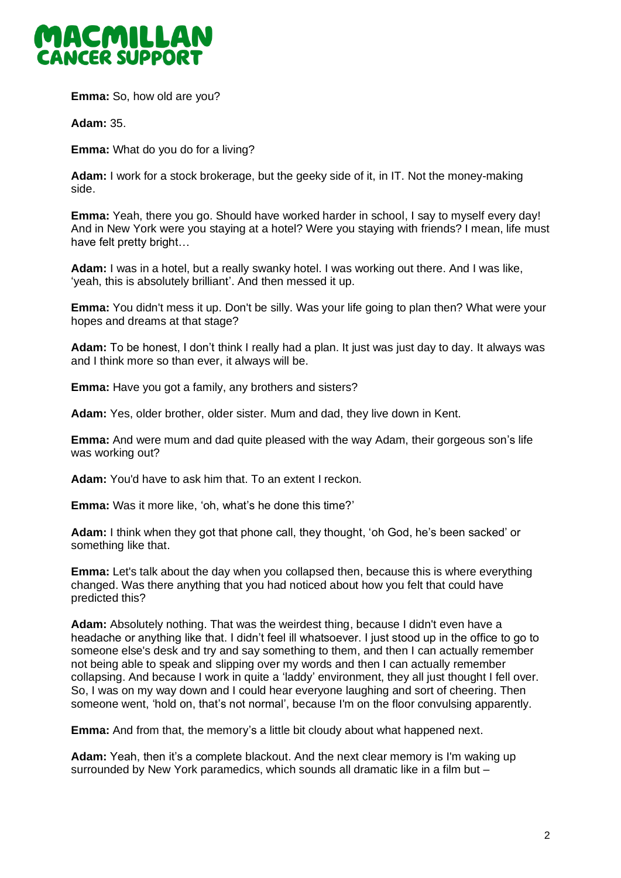**Emma:** So, how old are you?

**Adam:** 35.

**Emma:** What do you do for a living?

**Adam:** I work for a stock brokerage, but the geeky side of it, in IT. Not the money-making side.

**Emma:** Yeah, there you go. Should have worked harder in school, I say to myself every day! And in New York were you staying at a hotel? Were you staying with friends? I mean, life must have felt pretty bright…

**Adam:** I was in a hotel, but a really swanky hotel. I was working out there. And I was like, 'yeah, this is absolutely brilliant'. And then messed it up.

**Emma:** You didn't mess it up. Don't be silly. Was your life going to plan then? What were your hopes and dreams at that stage?

**Adam:** To be honest, I don't think I really had a plan. It just was just day to day. It always was and I think more so than ever, it always will be.

**Emma:** Have you got a family, any brothers and sisters?

**Adam:** Yes, older brother, older sister. Mum and dad, they live down in Kent.

**Emma:** And were mum and dad quite pleased with the way Adam, their gorgeous son's life was working out?

**Adam:** You'd have to ask him that. To an extent I reckon.

**Emma:** Was it more like, 'oh, what's he done this time?'

**Adam:** I think when they got that phone call, they thought, 'oh God, he's been sacked' or something like that.

**Emma:** Let's talk about the day when you collapsed then, because this is where everything changed. Was there anything that you had noticed about how you felt that could have predicted this?

**Adam:** Absolutely nothing. That was the weirdest thing, because I didn't even have a headache or anything like that. I didn't feel ill whatsoever. I just stood up in the office to go to someone else's desk and try and say something to them, and then I can actually remember not being able to speak and slipping over my words and then I can actually remember collapsing. And because I work in quite a 'laddy' environment, they all just thought I fell over. So, I was on my way down and I could hear everyone laughing and sort of cheering. Then someone went, 'hold on, that's not normal', because I'm on the floor convulsing apparently.

**Emma:** And from that, the memory's a little bit cloudy about what happened next.

**Adam:** Yeah, then it's a complete blackout. And the next clear memory is I'm waking up surrounded by New York paramedics, which sounds all dramatic like in a film but –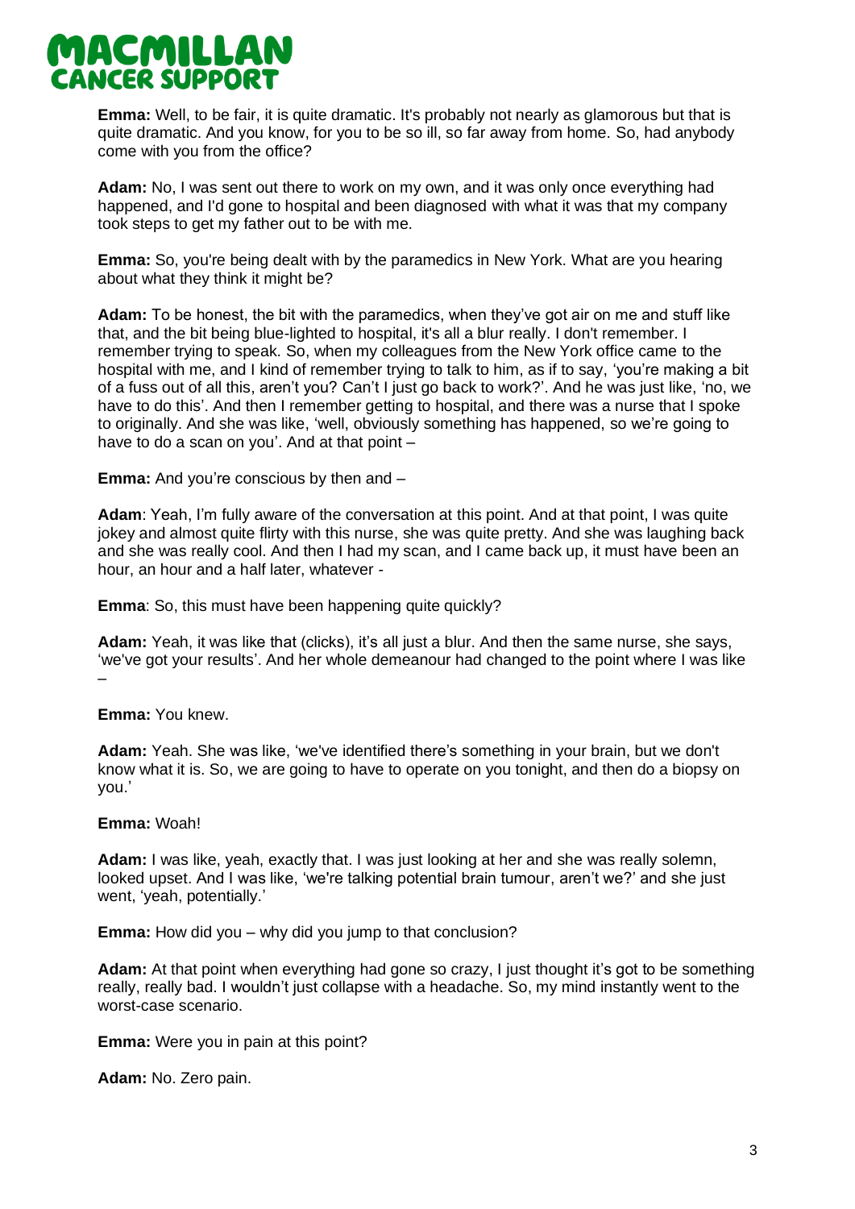**Emma:** Well, to be fair, it is quite dramatic. It's probably not nearly as glamorous but that is quite dramatic. And you know, for you to be so ill, so far away from home. So, had anybody come with you from the office?

**Adam:** No, I was sent out there to work on my own, and it was only once everything had happened, and I'd gone to hospital and been diagnosed with what it was that my company took steps to get my father out to be with me.

**Emma:** So, you're being dealt with by the paramedics in New York. What are you hearing about what they think it might be?

**Adam:** To be honest, the bit with the paramedics, when they've got air on me and stuff like that, and the bit being blue-lighted to hospital, it's all a blur really. I don't remember. I remember trying to speak. So, when my colleagues from the New York office came to the hospital with me, and I kind of remember trying to talk to him, as if to say, 'you're making a bit of a fuss out of all this, aren't you? Can't I just go back to work?'. And he was just like, 'no, we have to do this'. And then I remember getting to hospital, and there was a nurse that I spoke to originally. And she was like, 'well, obviously something has happened, so we're going to have to do a scan on you'. And at that point –

**Emma:** And you're conscious by then and –

**Adam**: Yeah, I'm fully aware of the conversation at this point. And at that point, I was quite jokey and almost quite flirty with this nurse, she was quite pretty. And she was laughing back and she was really cool. And then I had my scan, and I came back up, it must have been an hour, an hour and a half later, whatever -

**Emma**: So, this must have been happening quite quickly?

**Adam:** Yeah, it was like that (clicks), it's all just a blur. And then the same nurse, she says, 'we've got your results'. And her whole demeanour had changed to the point where I was like –

**Emma:** You knew.

**Adam:** Yeah. She was like, 'we've identified there's something in your brain, but we don't know what it is. So, we are going to have to operate on you tonight, and then do a biopsy on you.'

**Emma:** Woah!

**Adam:** I was like, yeah, exactly that. I was just looking at her and she was really solemn, looked upset. And I was like, 'we're talking potential brain tumour, aren't we?' and she just went, 'yeah, potentially.'

**Emma:** How did you – why did you jump to that conclusion?

**Adam:** At that point when everything had gone so crazy, I just thought it's got to be something really, really bad. I wouldn't just collapse with a headache. So, my mind instantly went to the worst-case scenario.

**Emma:** Were you in pain at this point?

**Adam:** No. Zero pain.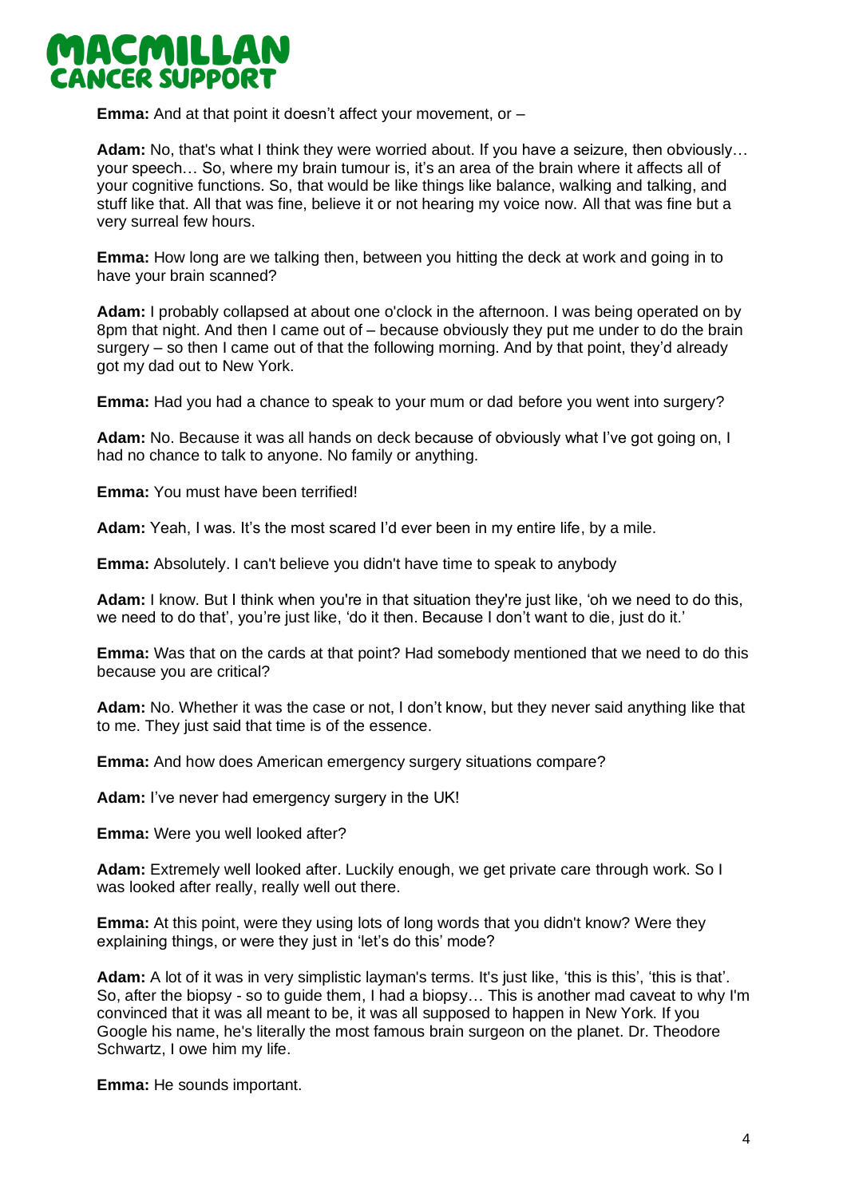**Emma:** And at that point it doesn't affect your movement, or –

**Adam:** No, that's what I think they were worried about. If you have a seizure, then obviously… your speech… So, where my brain tumour is, it's an area of the brain where it affects all of your cognitive functions. So, that would be like things like balance, walking and talking, and stuff like that. All that was fine, believe it or not hearing my voice now. All that was fine but a very surreal few hours.

**Emma:** How long are we talking then, between you hitting the deck at work and going in to have your brain scanned?

**Adam:** I probably collapsed at about one o'clock in the afternoon. I was being operated on by 8pm that night. And then I came out of – because obviously they put me under to do the brain surgery – so then I came out of that the following morning. And by that point, they'd already got my dad out to New York.

**Emma:** Had you had a chance to speak to your mum or dad before you went into surgery?

**Adam:** No. Because it was all hands on deck because of obviously what I've got going on, I had no chance to talk to anyone. No family or anything.

**Emma:** You must have been terrified!

**Adam:** Yeah, I was. It's the most scared I'd ever been in my entire life, by a mile.

**Emma:** Absolutely. I can't believe you didn't have time to speak to anybody

**Adam:** I know. But I think when you're in that situation they're just like, 'oh we need to do this, we need to do that', you're just like, 'do it then. Because I don't want to die, just do it.'

**Emma:** Was that on the cards at that point? Had somebody mentioned that we need to do this because you are critical?

**Adam:** No. Whether it was the case or not, I don't know, but they never said anything like that to me. They just said that time is of the essence.

**Emma:** And how does American emergency surgery situations compare?

**Adam:** I've never had emergency surgery in the UK!

**Emma:** Were you well looked after?

**Adam:** Extremely well looked after. Luckily enough, we get private care through work. So I was looked after really, really well out there.

**Emma:** At this point, were they using lots of long words that you didn't know? Were they explaining things, or were they just in 'let's do this' mode?

**Adam:** A lot of it was in very simplistic layman's terms. It's just like, 'this is this', 'this is that'. So, after the biopsy - so to guide them, I had a biopsy… This is another mad caveat to why I'm convinced that it was all meant to be, it was all supposed to happen in New York. If you Google his name, he's literally the most famous brain surgeon on the planet. Dr. Theodore Schwartz, I owe him my life.

**Emma:** He sounds important.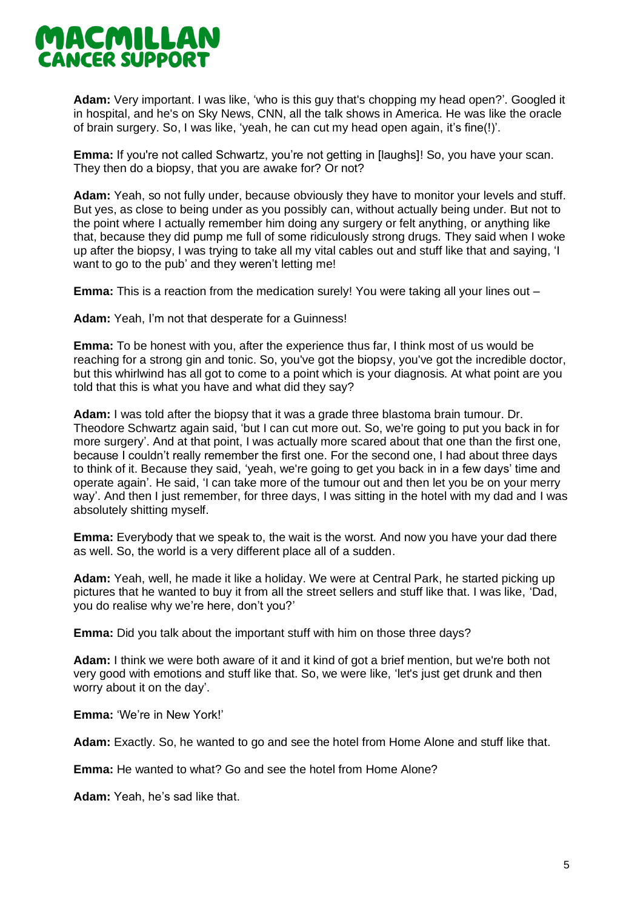**Adam:** Very important. I was like, 'who is this guy that's chopping my head open?'. Googled it in hospital, and he's on Sky News, CNN, all the talk shows in America. He was like the oracle of brain surgery. So, I was like, 'yeah, he can cut my head open again, it's fine(!)'.

**Emma:** If you're not called Schwartz, you're not getting in [laughs]! So, you have your scan. They then do a biopsy, that you are awake for? Or not?

**Adam:** Yeah, so not fully under, because obviously they have to monitor your levels and stuff. But yes, as close to being under as you possibly can, without actually being under. But not to the point where I actually remember him doing any surgery or felt anything, or anything like that, because they did pump me full of some ridiculously strong drugs. They said when I woke up after the biopsy, I was trying to take all my vital cables out and stuff like that and saying, 'I want to go to the pub' and they weren't letting me!

**Emma:** This is a reaction from the medication surely! You were taking all your lines out –

**Adam:** Yeah, I'm not that desperate for a Guinness!

**Emma:** To be honest with you, after the experience thus far, I think most of us would be reaching for a strong gin and tonic. So, you've got the biopsy, you've got the incredible doctor, but this whirlwind has all got to come to a point which is your diagnosis. At what point are you told that this is what you have and what did they say?

**Adam:** I was told after the biopsy that it was a grade three blastoma brain tumour. Dr. Theodore Schwartz again said, 'but I can cut more out. So, we're going to put you back in for more surgery'. And at that point, I was actually more scared about that one than the first one, because I couldn't really remember the first one. For the second one, I had about three days to think of it. Because they said, 'yeah, we're going to get you back in in a few days' time and operate again'. He said, 'I can take more of the tumour out and then let you be on your merry way'. And then I just remember, for three days, I was sitting in the hotel with my dad and I was absolutely shitting myself.

**Emma:** Everybody that we speak to, the wait is the worst. And now you have your dad there as well. So, the world is a very different place all of a sudden.

**Adam:** Yeah, well, he made it like a holiday. We were at Central Park, he started picking up pictures that he wanted to buy it from all the street sellers and stuff like that. I was like, 'Dad, you do realise why we're here, don't you?'

**Emma:** Did you talk about the important stuff with him on those three days?

**Adam:** I think we were both aware of it and it kind of got a brief mention, but we're both not very good with emotions and stuff like that. So, we were like, 'let's just get drunk and then worry about it on the day'.

**Emma:** 'We're in New York!'

**Adam:** Exactly. So, he wanted to go and see the hotel from Home Alone and stuff like that.

**Emma:** He wanted to what? Go and see the hotel from Home Alone?

**Adam:** Yeah, he's sad like that.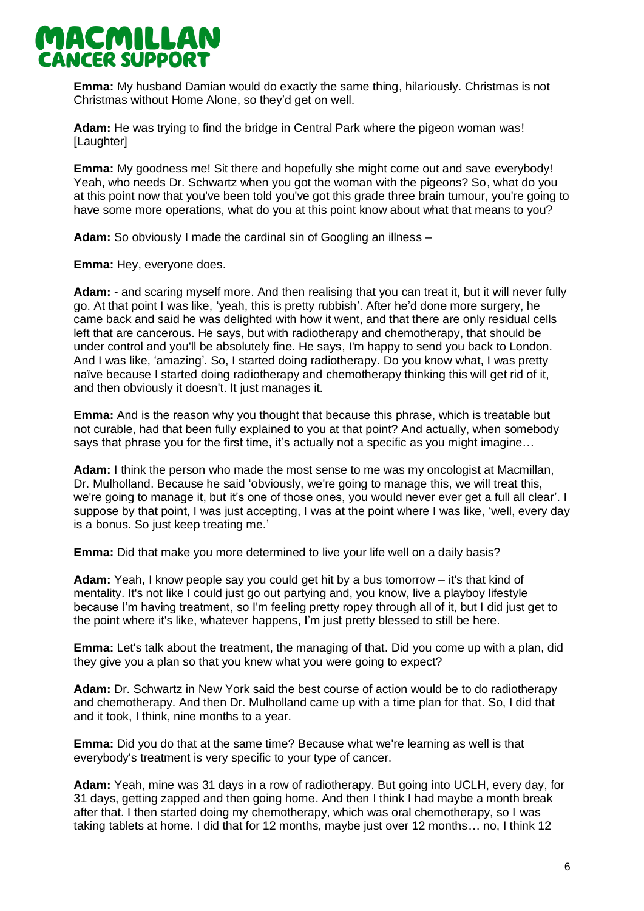**Emma:** My husband Damian would do exactly the same thing, hilariously. Christmas is not Christmas without Home Alone, so they'd get on well.

**Adam:** He was trying to find the bridge in Central Park where the pigeon woman was! [Laughter]

**Emma:** My goodness me! Sit there and hopefully she might come out and save everybody! Yeah, who needs Dr. Schwartz when you got the woman with the pigeons? So, what do you at this point now that you've been told you've got this grade three brain tumour, you're going to have some more operations, what do you at this point know about what that means to you?

**Adam:** So obviously I made the cardinal sin of Googling an illness –

**Emma:** Hey, everyone does.

**Adam:** - and scaring myself more. And then realising that you can treat it, but it will never fully go. At that point I was like, 'yeah, this is pretty rubbish'. After he'd done more surgery, he came back and said he was delighted with how it went, and that there are only residual cells left that are cancerous. He says, but with radiotherapy and chemotherapy, that should be under control and you'll be absolutely fine. He says, I'm happy to send you back to London. And I was like, 'amazing'. So, I started doing radiotherapy. Do you know what, I was pretty naïve because I started doing radiotherapy and chemotherapy thinking this will get rid of it, and then obviously it doesn't. It just manages it.

**Emma:** And is the reason why you thought that because this phrase, which is treatable but not curable, had that been fully explained to you at that point? And actually, when somebody says that phrase you for the first time, it's actually not a specific as you might imagine…

**Adam:** I think the person who made the most sense to me was my oncologist at Macmillan, Dr. Mulholland. Because he said 'obviously, we're going to manage this, we will treat this, we're going to manage it, but it's one of those ones, you would never ever get a full all clear'. I suppose by that point, I was just accepting, I was at the point where I was like, 'well, every day is a bonus. So just keep treating me.'

**Emma:** Did that make you more determined to live your life well on a daily basis?

**Adam:** Yeah, I know people say you could get hit by a bus tomorrow – it's that kind of mentality. It's not like I could just go out partying and, you know, live a playboy lifestyle because I'm having treatment, so I'm feeling pretty ropey through all of it, but I did just get to the point where it's like, whatever happens, I'm just pretty blessed to still be here.

**Emma:** Let's talk about the treatment, the managing of that. Did you come up with a plan, did they give you a plan so that you knew what you were going to expect?

**Adam:** Dr. Schwartz in New York said the best course of action would be to do radiotherapy and chemotherapy. And then Dr. Mulholland came up with a time plan for that. So, I did that and it took, I think, nine months to a year.

**Emma:** Did you do that at the same time? Because what we're learning as well is that everybody's treatment is very specific to your type of cancer.

**Adam:** Yeah, mine was 31 days in a row of radiotherapy. But going into UCLH, every day, for 31 days, getting zapped and then going home. And then I think I had maybe a month break after that. I then started doing my chemotherapy, which was oral chemotherapy, so I was taking tablets at home. I did that for 12 months, maybe just over 12 months… no, I think 12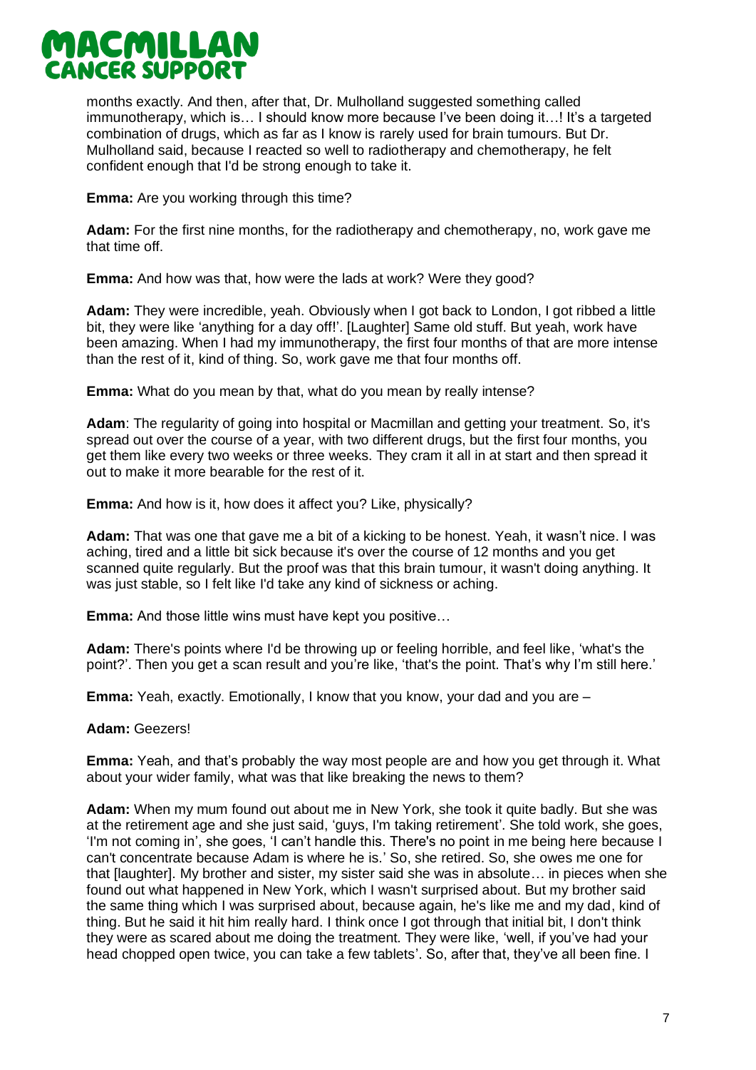months exactly. And then, after that, Dr. Mulholland suggested something called immunotherapy, which is… I should know more because I've been doing it…! It's a targeted combination of drugs, which as far as I know is rarely used for brain tumours. But Dr. Mulholland said, because I reacted so well to radiotherapy and chemotherapy, he felt confident enough that I'd be strong enough to take it.

**Emma:** Are you working through this time?

**Adam:** For the first nine months, for the radiotherapy and chemotherapy, no, work gave me that time off.

**Emma:** And how was that, how were the lads at work? Were they good?

**Adam:** They were incredible, yeah. Obviously when I got back to London, I got ribbed a little bit, they were like 'anything for a day off!'. [Laughter] Same old stuff. But yeah, work have been amazing. When I had my immunotherapy, the first four months of that are more intense than the rest of it, kind of thing. So, work gave me that four months off.

**Emma:** What do you mean by that, what do you mean by really intense?

**Adam**: The regularity of going into hospital or Macmillan and getting your treatment. So, it's spread out over the course of a year, with two different drugs, but the first four months, you get them like every two weeks or three weeks. They cram it all in at start and then spread it out to make it more bearable for the rest of it.

**Emma:** And how is it, how does it affect you? Like, physically?

**Adam:** That was one that gave me a bit of a kicking to be honest. Yeah, it wasn't nice. I was aching, tired and a little bit sick because it's over the course of 12 months and you get scanned quite regularly. But the proof was that this brain tumour, it wasn't doing anything. It was just stable, so I felt like I'd take any kind of sickness or aching.

**Emma:** And those little wins must have kept you positive…

**Adam:** There's points where I'd be throwing up or feeling horrible, and feel like, 'what's the point?'. Then you get a scan result and you're like, 'that's the point. That's why I'm still here.'

**Emma:** Yeah, exactly. Emotionally, I know that you know, your dad and you are –

**Adam:** Geezers!

**Emma:** Yeah, and that's probably the way most people are and how you get through it. What about your wider family, what was that like breaking the news to them?

**Adam:** When my mum found out about me in New York, she took it quite badly. But she was at the retirement age and she just said, 'guys, I'm taking retirement'. She told work, she goes, 'I'm not coming in', she goes, 'I can't handle this. There's no point in me being here because I can't concentrate because Adam is where he is.' So, she retired. So, she owes me one for that [laughter]. My brother and sister, my sister said she was in absolute… in pieces when she found out what happened in New York, which I wasn't surprised about. But my brother said the same thing which I was surprised about, because again, he's like me and my dad, kind of thing. But he said it hit him really hard. I think once I got through that initial bit, I don't think they were as scared about me doing the treatment. They were like, 'well, if you've had your head chopped open twice, you can take a few tablets'. So, after that, they've all been fine. I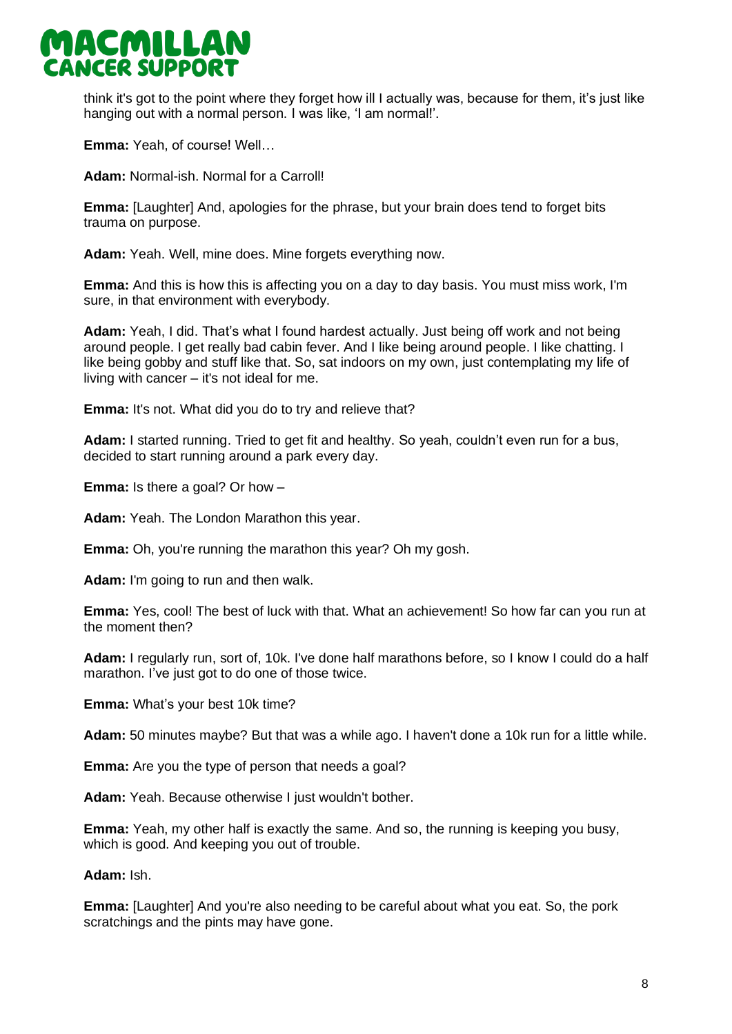think it's got to the point where they forget how ill I actually was, because for them, it's just like hanging out with a normal person. I was like, 'I am normal!'.

**Emma:** Yeah, of course! Well…

**Adam:** Normal-ish. Normal for a Carroll!

**Emma:** [Laughter] And, apologies for the phrase, but your brain does tend to forget bits trauma on purpose.

**Adam:** Yeah. Well, mine does. Mine forgets everything now.

**Emma:** And this is how this is affecting you on a day to day basis. You must miss work, I'm sure, in that environment with everybody.

**Adam:** Yeah, I did. That's what I found hardest actually. Just being off work and not being around people. I get really bad cabin fever. And I like being around people. I like chatting. I like being gobby and stuff like that. So, sat indoors on my own, just contemplating my life of living with cancer – it's not ideal for me.

**Emma:** It's not. What did you do to try and relieve that?

**Adam:** I started running. Tried to get fit and healthy. So yeah, couldn't even run for a bus, decided to start running around a park every day.

**Emma:** Is there a goal? Or how –

**Adam:** Yeah. The London Marathon this year.

**Emma:** Oh, you're running the marathon this year? Oh my gosh.

**Adam:** I'm going to run and then walk.

**Emma:** Yes, cool! The best of luck with that. What an achievement! So how far can you run at the moment then?

**Adam:** I regularly run, sort of, 10k. I've done half marathons before, so I know I could do a half marathon. I've just got to do one of those twice.

**Emma:** What's your best 10k time?

**Adam:** 50 minutes maybe? But that was a while ago. I haven't done a 10k run for a little while.

**Emma:** Are you the type of person that needs a goal?

**Adam:** Yeah. Because otherwise I just wouldn't bother.

**Emma:** Yeah, my other half is exactly the same. And so, the running is keeping you busy, which is good. And keeping you out of trouble.

**Adam:** Ish.

**Emma:** [Laughter] And you're also needing to be careful about what you eat. So, the pork scratchings and the pints may have gone.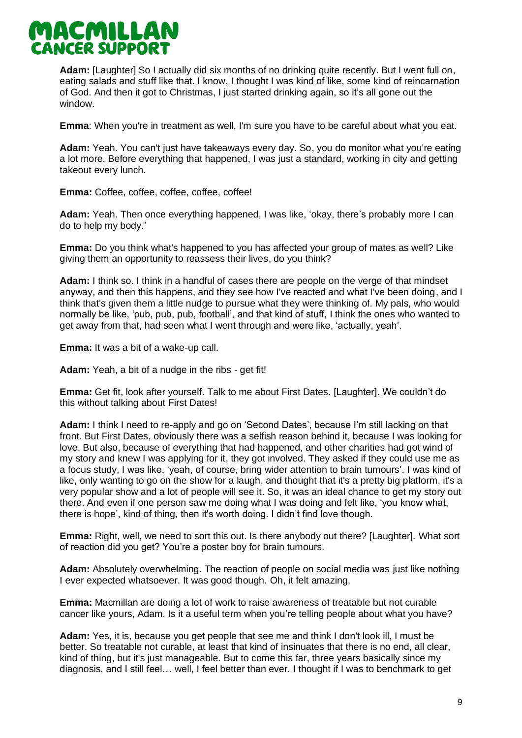**Adam:** [Laughter] So I actually did six months of no drinking quite recently. But I went full on, eating salads and stuff like that. I know, I thought I was kind of like, some kind of reincarnation of God. And then it got to Christmas, I just started drinking again, so it's all gone out the window.

**Emma**: When you're in treatment as well, I'm sure you have to be careful about what you eat.

**Adam:** Yeah. You can't just have takeaways every day. So, you do monitor what you're eating a lot more. Before everything that happened, I was just a standard, working in city and getting takeout every lunch.

**Emma:** Coffee, coffee, coffee, coffee, coffee!

**Adam:** Yeah. Then once everything happened, I was like, 'okay, there's probably more I can do to help my body.'

**Emma:** Do you think what's happened to you has affected your group of mates as well? Like giving them an opportunity to reassess their lives, do you think?

**Adam:** I think so. I think in a handful of cases there are people on the verge of that mindset anyway, and then this happens, and they see how I've reacted and what I've been doing, and I think that's given them a little nudge to pursue what they were thinking of. My pals, who would normally be like, 'pub, pub, pub, football', and that kind of stuff, I think the ones who wanted to get away from that, had seen what I went through and were like, 'actually, yeah'.

**Emma:** It was a bit of a wake-up call.

**Adam:** Yeah, a bit of a nudge in the ribs - get fit!

**Emma:** Get fit, look after yourself. Talk to me about First Dates. [Laughter]. We couldn't do this without talking about First Dates!

**Adam:** I think I need to re-apply and go on 'Second Dates', because I'm still lacking on that front. But First Dates, obviously there was a selfish reason behind it, because I was looking for love. But also, because of everything that had happened, and other charities had got wind of my story and knew I was applying for it, they got involved. They asked if they could use me as a focus study, I was like, 'yeah, of course, bring wider attention to brain tumours'. I was kind of like, only wanting to go on the show for a laugh, and thought that it's a pretty big platform, it's a very popular show and a lot of people will see it. So, it was an ideal chance to get my story out there. And even if one person saw me doing what I was doing and felt like, 'you know what, there is hope', kind of thing, then it's worth doing. I didn't find love though.

**Emma:** Right, well, we need to sort this out. Is there anybody out there? [Laughter]. What sort of reaction did you get? You're a poster boy for brain tumours.

**Adam:** Absolutely overwhelming. The reaction of people on social media was just like nothing I ever expected whatsoever. It was good though. Oh, it felt amazing.

**Emma:** Macmillan are doing a lot of work to raise awareness of treatable but not curable cancer like yours, Adam. Is it a useful term when you're telling people about what you have?

**Adam:** Yes, it is, because you get people that see me and think I don't look ill, I must be better. So treatable not curable, at least that kind of insinuates that there is no end, all clear, kind of thing, but it's just manageable. But to come this far, three years basically since my diagnosis, and I still feel… well, I feel better than ever. I thought if I was to benchmark to get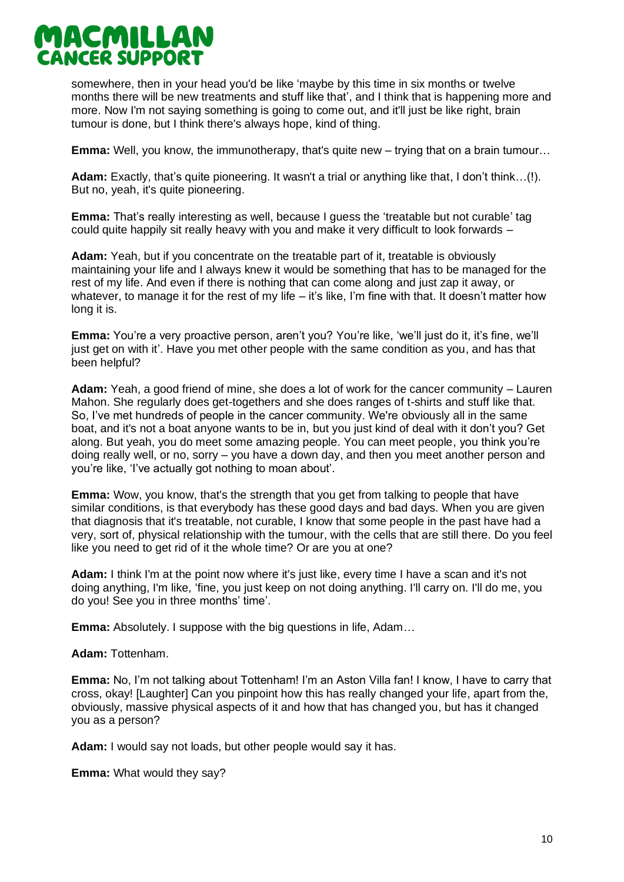somewhere, then in your head you'd be like 'maybe by this time in six months or twelve months there will be new treatments and stuff like that', and I think that is happening more and more. Now I'm not saying something is going to come out, and it'll just be like right, brain tumour is done, but I think there's always hope, kind of thing.

**Emma:** Well, you know, the immunotherapy, that's quite new – trying that on a brain tumour…

**Adam:** Exactly, that's quite pioneering. It wasn't a trial or anything like that, I don't think…(!). But no, yeah, it's quite pioneering.

**Emma:** That's really interesting as well, because I guess the 'treatable but not curable' tag could quite happily sit really heavy with you and make it very difficult to look forwards –

**Adam:** Yeah, but if you concentrate on the treatable part of it, treatable is obviously maintaining your life and I always knew it would be something that has to be managed for the rest of my life. And even if there is nothing that can come along and just zap it away, or whatever, to manage it for the rest of my life – it's like, I'm fine with that. It doesn't matter how long it is.

**Emma:** You're a very proactive person, aren't you? You're like, 'we'll just do it, it's fine, we'll just get on with it'. Have you met other people with the same condition as you, and has that been helpful?

**Adam:** Yeah, a good friend of mine, she does a lot of work for the cancer community – Lauren Mahon. She regularly does get-togethers and she does ranges of t-shirts and stuff like that. So, I've met hundreds of people in the cancer community. We're obviously all in the same boat, and it's not a boat anyone wants to be in, but you just kind of deal with it don't you? Get along. But yeah, you do meet some amazing people. You can meet people, you think you're doing really well, or no, sorry – you have a down day, and then you meet another person and you're like, 'I've actually got nothing to moan about'.

**Emma:** Wow, you know, that's the strength that you get from talking to people that have similar conditions, is that everybody has these good days and bad days. When you are given that diagnosis that it's treatable, not curable, I know that some people in the past have had a very, sort of, physical relationship with the tumour, with the cells that are still there. Do you feel like you need to get rid of it the whole time? Or are you at one?

**Adam:** I think I'm at the point now where it's just like, every time I have a scan and it's not doing anything, I'm like, 'fine, you just keep on not doing anything. I'll carry on. I'll do me, you do you! See you in three months' time'.

**Emma:** Absolutely. I suppose with the big questions in life, Adam…

**Adam:** Tottenham.

**Emma:** No, I'm not talking about Tottenham! I'm an Aston Villa fan! I know, I have to carry that cross, okay! [Laughter] Can you pinpoint how this has really changed your life, apart from the, obviously, massive physical aspects of it and how that has changed you, but has it changed you as a person?

**Adam:** I would say not loads, but other people would say it has.

**Emma:** What would they say?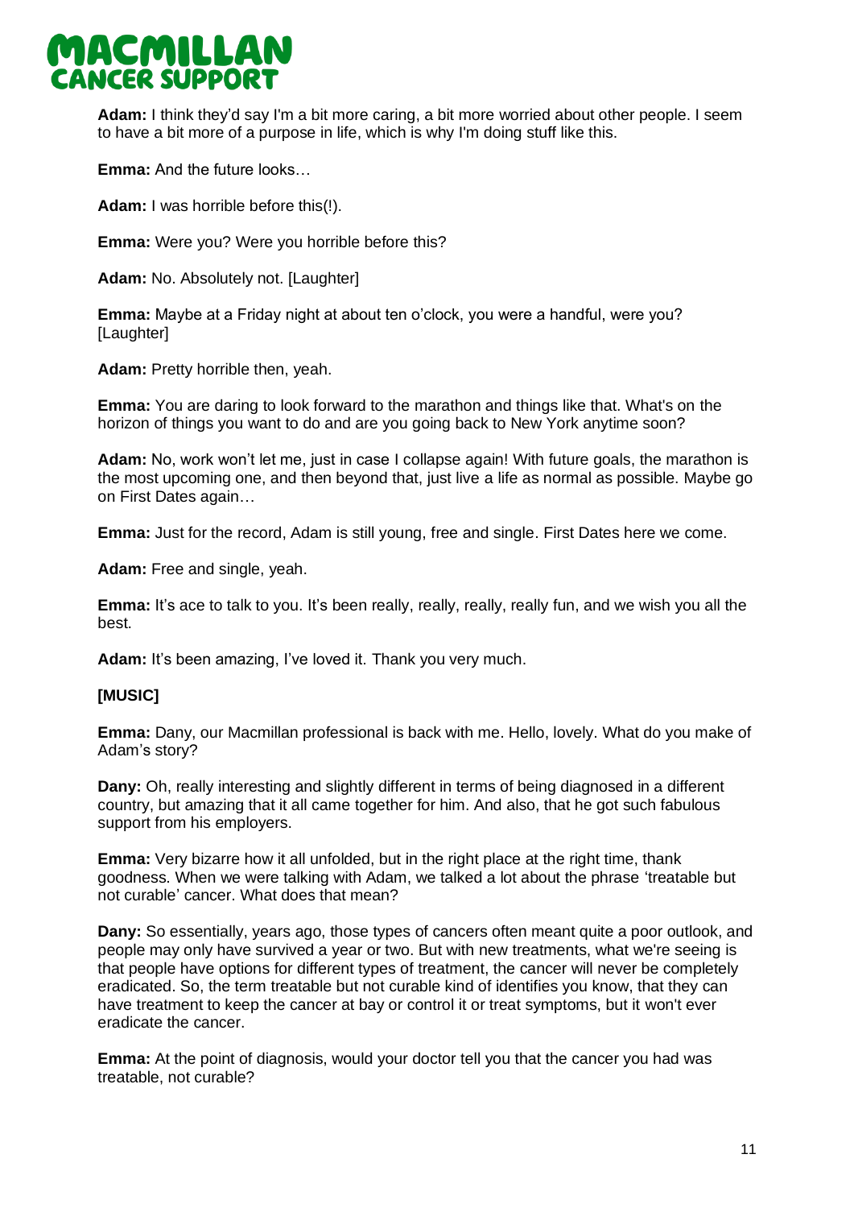**Adam:** I think they'd say I'm a bit more caring, a bit more worried about other people. I seem to have a bit more of a purpose in life, which is why I'm doing stuff like this.

**Emma:** And the future looks…

**Adam:** I was horrible before this(!).

**Emma:** Were you? Were you horrible before this?

**Adam:** No. Absolutely not. [Laughter]

**Emma:** Maybe at a Friday night at about ten o'clock, you were a handful, were you? [Laughter]

**Adam:** Pretty horrible then, yeah.

**Emma:** You are daring to look forward to the marathon and things like that. What's on the horizon of things you want to do and are you going back to New York anytime soon?

**Adam:** No, work won't let me, just in case I collapse again! With future goals, the marathon is the most upcoming one, and then beyond that, just live a life as normal as possible. Maybe go on First Dates again…

**Emma:** Just for the record, Adam is still young, free and single. First Dates here we come.

**Adam:** Free and single, yeah.

**Emma:** It's ace to talk to you. It's been really, really, really, really fun, and we wish you all the best.

**Adam:** It's been amazing, I've loved it. Thank you very much.

**[MUSIC]**

**Emma:** Dany, our Macmillan professional is back with me. Hello, lovely. What do you make of Adam's story?

**Dany:** Oh, really interesting and slightly different in terms of being diagnosed in a different country, but amazing that it all came together for him. And also, that he got such fabulous support from his employers.

**Emma:** Very bizarre how it all unfolded, but in the right place at the right time, thank goodness. When we were talking with Adam, we talked a lot about the phrase 'treatable but not curable' cancer. What does that mean?

**Dany:** So essentially, years ago, those types of cancers often meant quite a poor outlook, and people may only have survived a year or two. But with new treatments, what we're seeing is that people have options for different types of treatment, the cancer will never be completely eradicated. So, the term treatable but not curable kind of identifies you know, that they can have treatment to keep the cancer at bay or control it or treat symptoms, but it won't ever eradicate the cancer.

**Emma:** At the point of diagnosis, would your doctor tell you that the cancer you had was treatable, not curable?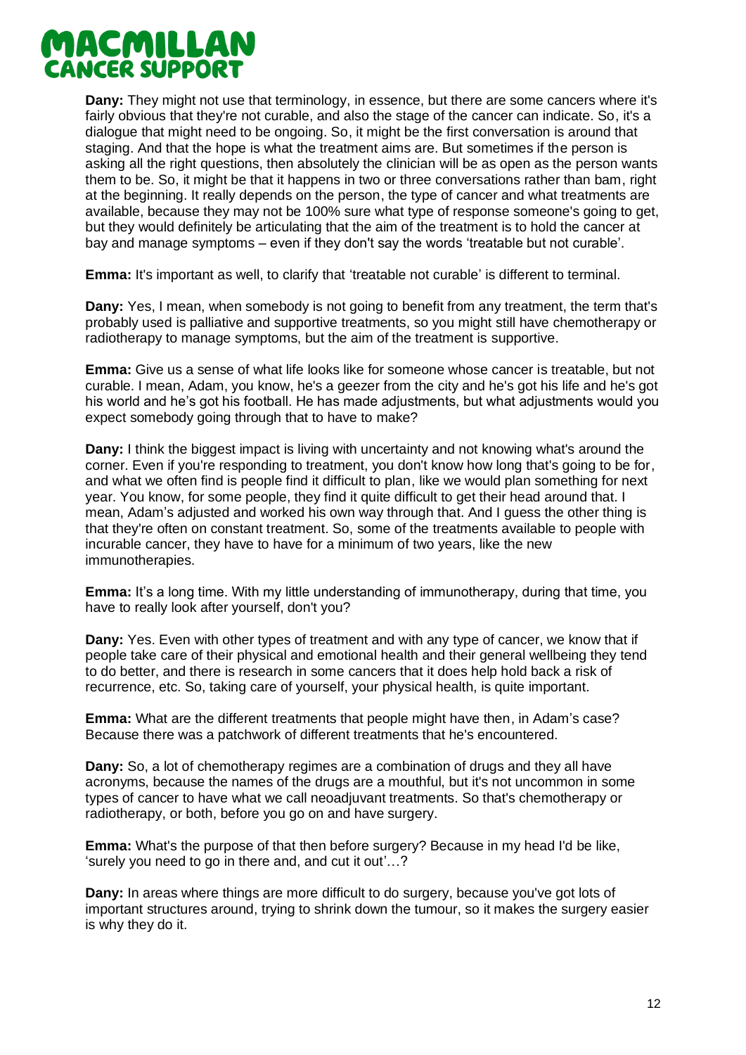**Dany:** They might not use that terminology, in essence, but there are some cancers where it's fairly obvious that they're not curable, and also the stage of the cancer can indicate. So, it's a dialogue that might need to be ongoing. So, it might be the first conversation is around that staging. And that the hope is what the treatment aims are. But sometimes if the person is asking all the right questions, then absolutely the clinician will be as open as the person wants them to be. So, it might be that it happens in two or three conversations rather than bam, right at the beginning. It really depends on the person, the type of cancer and what treatments are available, because they may not be 100% sure what type of response someone's going to get, but they would definitely be articulating that the aim of the treatment is to hold the cancer at bay and manage symptoms – even if they don't say the words 'treatable but not curable'.

**Emma:** It's important as well, to clarify that 'treatable not curable' is different to terminal.

**Dany:** Yes, I mean, when somebody is not going to benefit from any treatment, the term that's probably used is palliative and supportive treatments, so you might still have chemotherapy or radiotherapy to manage symptoms, but the aim of the treatment is supportive.

**Emma:** Give us a sense of what life looks like for someone whose cancer is treatable, but not curable. I mean, Adam, you know, he's a geezer from the city and he's got his life and he's got his world and he's got his football. He has made adjustments, but what adjustments would you expect somebody going through that to have to make?

**Dany:** I think the biggest impact is living with uncertainty and not knowing what's around the corner. Even if you're responding to treatment, you don't know how long that's going to be for, and what we often find is people find it difficult to plan, like we would plan something for next year. You know, for some people, they find it quite difficult to get their head around that. I mean, Adam's adjusted and worked his own way through that. And I guess the other thing is that they're often on constant treatment. So, some of the treatments available to people with incurable cancer, they have to have for a minimum of two years, like the new immunotherapies.

**Emma:** It's a long time. With my little understanding of immunotherapy, during that time, you have to really look after yourself, don't you?

**Dany:** Yes. Even with other types of treatment and with any type of cancer, we know that if people take care of their physical and emotional health and their general wellbeing they tend to do better, and there is research in some cancers that it does help hold back a risk of recurrence, etc. So, taking care of yourself, your physical health, is quite important.

**Emma:** What are the different treatments that people might have then, in Adam's case? Because there was a patchwork of different treatments that he's encountered.

**Dany:** So, a lot of chemotherapy regimes are a combination of drugs and they all have acronyms, because the names of the drugs are a mouthful, but it's not uncommon in some types of cancer to have what we call neoadjuvant treatments. So that's chemotherapy or radiotherapy, or both, before you go on and have surgery.

**Emma:** What's the purpose of that then before surgery? Because in my head I'd be like, 'surely you need to go in there and, and cut it out'…?

**Dany:** In areas where things are more difficult to do surgery, because you've got lots of important structures around, trying to shrink down the tumour, so it makes the surgery easier is why they do it.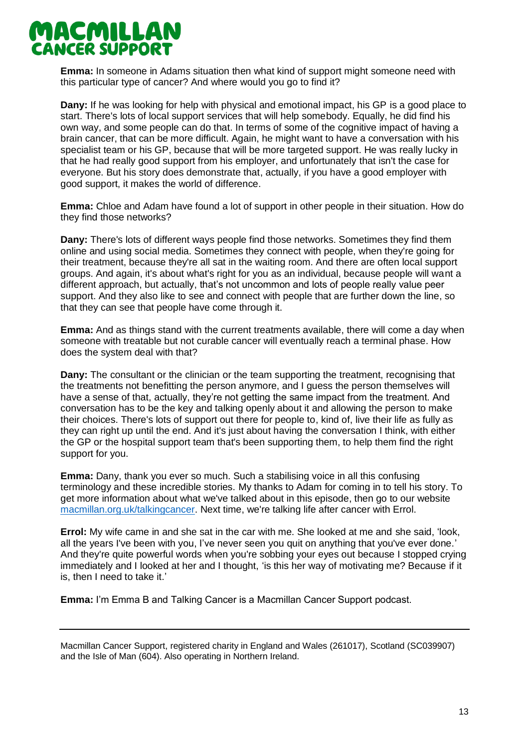**Emma:** In someone in Adams situation then what kind of support might someone need with this particular type of cancer? And where would you go to find it?

**Dany:** If he was looking for help with physical and emotional impact, his GP is a good place to start. There's lots of local support services that will help somebody. Equally, he did find his own way, and some people can do that. In terms of some of the cognitive impact of having a brain cancer, that can be more difficult. Again, he might want to have a conversation with his specialist team or his GP, because that will be more targeted support. He was really lucky in that he had really good support from his employer, and unfortunately that isn't the case for everyone. But his story does demonstrate that, actually, if you have a good employer with good support, it makes the world of difference.

**Emma:** Chloe and Adam have found a lot of support in other people in their situation. How do they find those networks?

**Dany:** There's lots of different ways people find those networks. Sometimes they find them online and using social media. Sometimes they connect with people, when they're going for their treatment, because they're all sat in the waiting room. And there are often local support groups. And again, it's about what's right for you as an individual, because people will want a different approach, but actually, that's not uncommon and lots of people really value peer support. And they also like to see and connect with people that are further down the line, so that they can see that people have come through it.

**Emma:** And as things stand with the current treatments available, there will come a day when someone with treatable but not curable cancer will eventually reach a terminal phase. How does the system deal with that?

**Dany:** The consultant or the clinician or the team supporting the treatment, recognising that the treatments not benefitting the person anymore, and I guess the person themselves will have a sense of that, actually, they're not getting the same impact from the treatment. And conversation has to be the key and talking openly about it and allowing the person to make their choices. There's lots of support out there for people to, kind of, live their life as fully as they can right up until the end. And it's just about having the conversation I think, with either the GP or the hospital support team that's been supporting them, to help them find the right support for you.

**Emma:** Dany, thank you ever so much. Such a stabilising voice in all this confusing terminology and these incredible stories. My thanks to Adam for coming in to tell his story. To get more information about what we've talked about in this episode, then go to our website [macmillan.org.uk/talkingcancer](macmillan.org.uk/talkingcancer). Next time, we're talking life after cancer with Errol.

**Errol:** My wife came in and she sat in the car with me. She looked at me and she said, 'look, all the years I've been with you, I've never seen you quit on anything that you've ever done.' And they're quite powerful words when you're sobbing your eyes out because I stopped crying immediately and I looked at her and I thought, 'is this her way of motivating me? Because if it is, then I need to take it.'

**Emma:** I'm Emma B and Talking Cancer is a Macmillan Cancer Support podcast.

---

Macmillan Cancer Support, registered charity in England and Wales (261017), Scotland (SC039907) and the Isle of Man (604). Also operating in Northern Ireland.